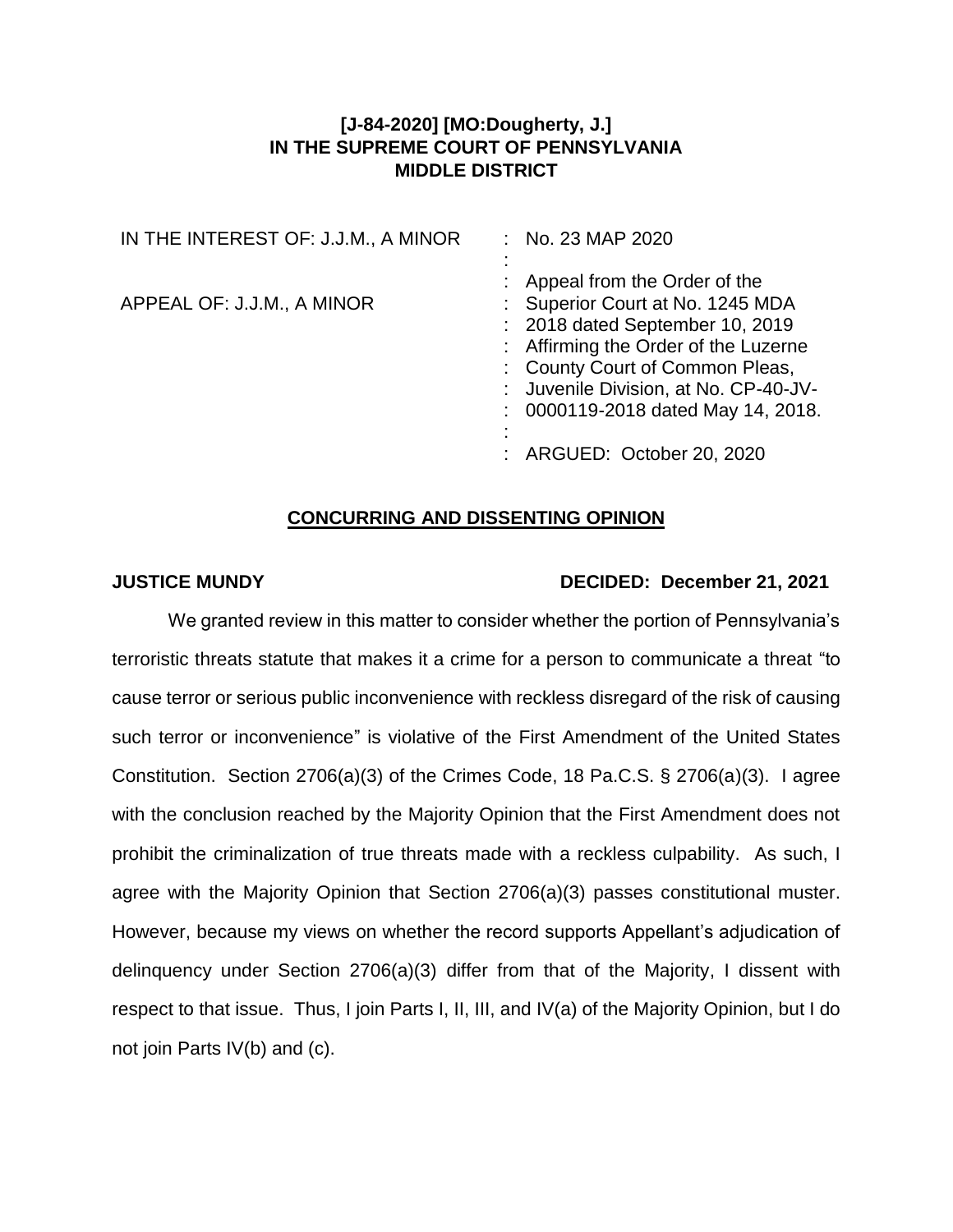**[J-84-2020] [MO:Dougherty, J.]**
**IN THE SUPREME COURT OF PENNSYLVANIA**
**MIDDLE DISTRICT**

| | |
|---|---|
| IN THE INTEREST OF: J.J.M., A MINOR | No. 23 MAP 2020 |
| APPEAL OF: J.J.M., A MINOR | Appeal from the Order of the Superior Court at No. 1245 MDA 2018 dated September 10, 2019 Affirming the Order of the Luzerne County Court of Common Pleas, Juvenile Division, at No. CP-40-JV-0000119-2018 dated May 14, 2018. |
| | ARGUED: October 20, 2020 |

## CONCURRING AND DISSENTING OPINION

**JUSTICE MUNDY** **DECIDED: December 21, 2021**

We granted review in this matter to consider whether the portion of Pennsylvania's terroristic threats statute that makes it a crime for a person to communicate a threat "to cause terror or serious public inconvenience with reckless disregard of the risk of causing such terror or inconvenience" is violative of the First Amendment of the United States Constitution. Section 2706(a)(3) of the Crimes Code, 18 Pa.C.S. § 2706(a)(3). I agree with the conclusion reached by the Majority Opinion that the First Amendment does not prohibit the criminalization of true threats made with a reckless culpability. As such, I agree with the Majority Opinion that Section 2706(a)(3) passes constitutional muster. However, because my views on whether the record supports Appellant's adjudication of delinquency under Section 2706(a)(3) differ from that of the Majority, I dissent with respect to that issue. Thus, I join Parts I, II, III, and IV(a) of the Majority Opinion, but I do not join Parts IV(b) and (c).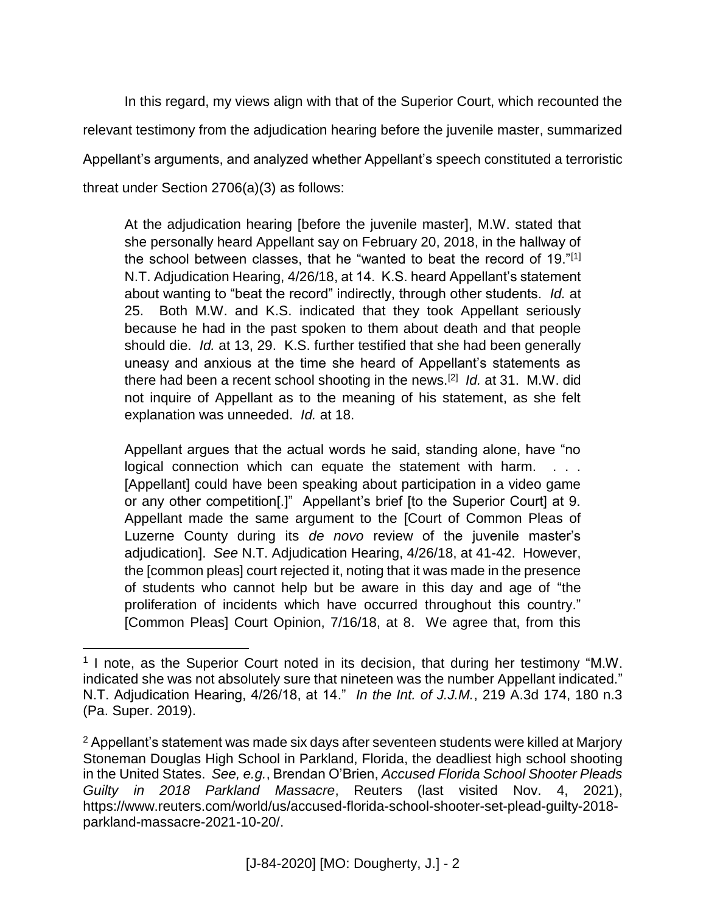In this regard, my views align with that of the Superior Court, which recounted the relevant testimony from the adjudication hearing before the juvenile master, summarized Appellant's arguments, and analyzed whether Appellant's speech constituted a terroristic threat under Section 2706(a)(3) as follows:

> At the adjudication hearing [before the juvenile master], M.W. stated that she personally heard Appellant say on February 20, 2018, in the hallway of the school between classes, that he "wanted to beat the record of 19."[1] N.T. Adjudication Hearing, 4/26/18, at 14. K.S. heard Appellant's statement about wanting to "beat the record" indirectly, through other students. *Id.* at 25. Both M.W. and K.S. indicated that they took Appellant seriously because he had in the past spoken to them about death and that people should die. *Id.* at 13, 29. K.S. further testified that she had been generally uneasy and anxious at the time she heard of Appellant's statements as there had been a recent school shooting in the news.[2] *Id.* at 31. M.W. did not inquire of Appellant as to the meaning of his statement, as she felt explanation was unneeded. *Id.* at 18.
>
> Appellant argues that the actual words he said, standing alone, have "no logical connection which can equate the statement with harm. . . . [Appellant] could have been speaking about participation in a video game or any other competition[.]" Appellant's brief [to the Superior Court] at 9. Appellant made the same argument to the [Court of Common Pleas of Luzerne County during its *de novo* review of the juvenile master's adjudication]. *See* N.T. Adjudication Hearing, 4/26/18, at 41-42. However, the [common pleas] court rejected it, noting that it was made in the presence of students who cannot help but be aware in this day and age of "the proliferation of incidents which have occurred throughout this country." [Common Pleas] Court Opinion, 7/16/18, at 8. We agree that, from this

---

[1] I note, as the Superior Court noted in its decision, that during her testimony "M.W. indicated she was not absolutely sure that nineteen was the number Appellant indicated." N.T. Adjudication Hearing, 4/26/18, at 14." *In the Int. of J.J.M.*, 219 A.3d 174, 180 n.3 (Pa. Super. 2019).

[2] Appellant's statement was made six days after seventeen students were killed at Marjory Stoneman Douglas High School in Parkland, Florida, the deadliest high school shooting in the United States. *See, e.g.*, Brendan O'Brien, *Accused Florida School Shooter Pleads Guilty in 2018 Parkland Massacre*, Reuters (last visited Nov. 4, 2021), https://www.reuters.com/world/us/accused-florida-school-shooter-set-plead-guilty-2018-parkland-massacre-2021-10-20/.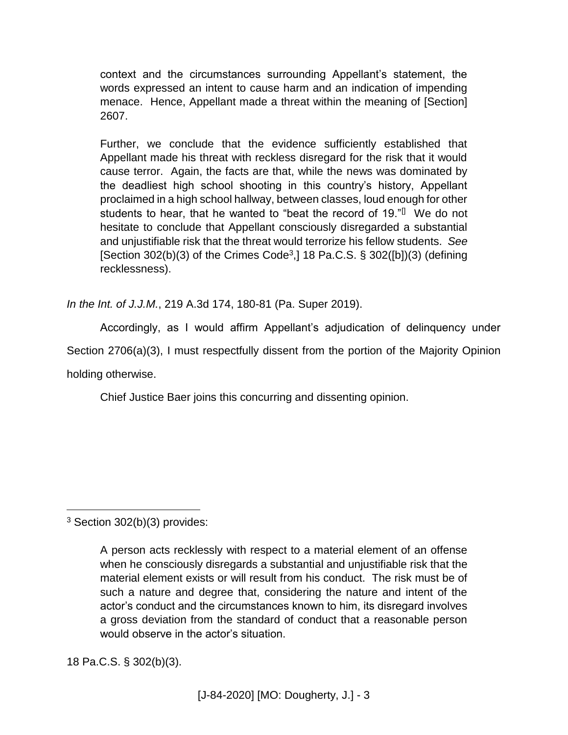> context and the circumstances surrounding Appellant's statement, the words expressed an intent to cause harm and an indication of impending menace. Hence, Appellant made a threat within the meaning of [Section] 2607.
>
> Further, we conclude that the evidence sufficiently established that Appellant made his threat with reckless disregard for the risk that it would cause terror. Again, the facts are that, while the news was dominated by the deadliest high school shooting in this country's history, Appellant proclaimed in a high school hallway, between classes, loud enough for other students to hear, that he wanted to "beat the record of 19."[] We do not hesitate to conclude that Appellant consciously disregarded a substantial and unjustifiable risk that the threat would terrorize his fellow students. *See* [Section 302(b)(3) of the Crimes Code[3],] 18 Pa.C.S. § 302([b])(3) (defining recklessness).

*In the Int. of J.J.M.*, 219 A.3d 174, 180-81 (Pa. Super 2019).

Accordingly, as I would affirm Appellant's adjudication of delinquency under Section 2706(a)(3), I must respectfully dissent from the portion of the Majority Opinion holding otherwise.

Chief Justice Baer joins this concurring and dissenting opinion.

---

[3] Section 302(b)(3) provides:

> A person acts recklessly with respect to a material element of an offense when he consciously disregards a substantial and unjustifiable risk that the material element exists or will result from his conduct. The risk must be of such a nature and degree that, considering the nature and intent of the actor's conduct and the circumstances known to him, its disregard involves a gross deviation from the standard of conduct that a reasonable person would observe in the actor's situation.

18 Pa.C.S. § 302(b)(3).